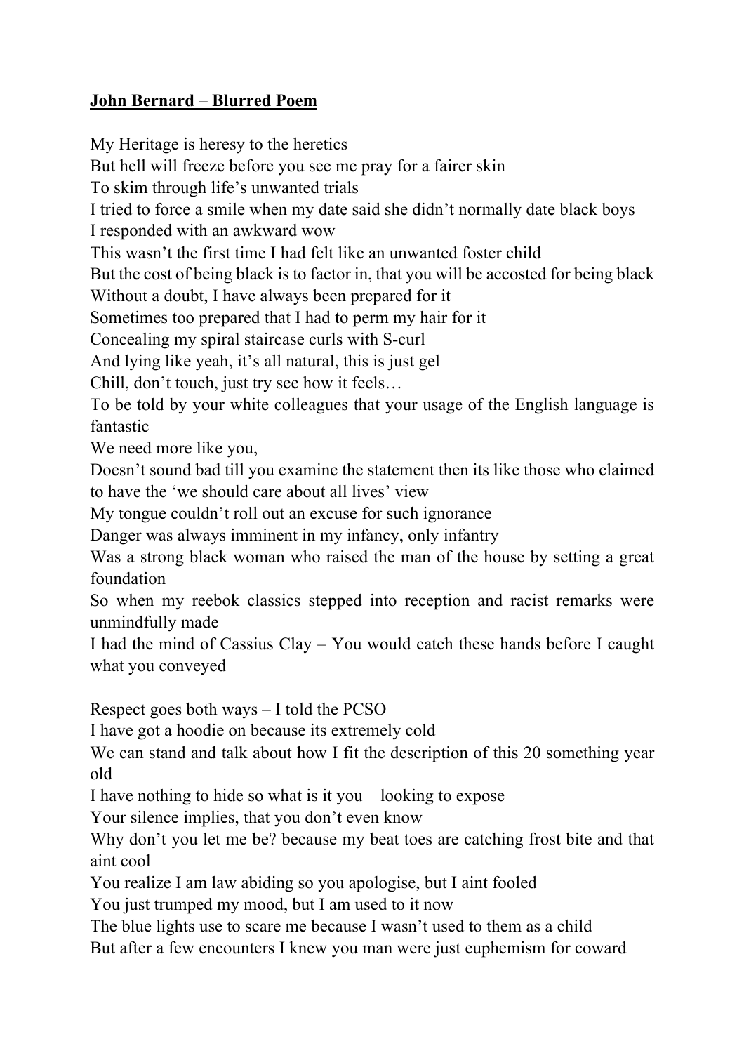**John Bernard – Blurred Poem**

My Heritage is heresy to the heretics
But hell will freeze before you see me pray for a fairer skin
To skim through life's unwanted trials
I tried to force a smile when my date said she didn't normally date black boys
I responded with an awkward wow
This wasn't the first time I had felt like an unwanted foster child
But the cost of being black is to factor in, that you will be accosted for being black
Without a doubt, I have always been prepared for it
Sometimes too prepared that I had to perm my hair for it
Concealing my spiral staircase curls with S-curl
And lying like yeah, it's all natural, this is just gel
Chill, don't touch, just try see how it feels…
To be told by your white colleagues that your usage of the English language is fantastic
We need more like you,
Doesn't sound bad till you examine the statement then its like those who claimed to have the 'we should care about all lives' view
My tongue couldn't roll out an excuse for such ignorance
Danger was always imminent in my infancy, only infantry
Was a strong black woman who raised the man of the house by setting a great foundation
So when my reebok classics stepped into reception and racist remarks were unmindfully made
I had the mind of Cassius Clay – You would catch these hands before I caught what you conveyed

Respect goes both ways – I told the PCSO
I have got a hoodie on because its extremely cold
We can stand and talk about how I fit the description of this 20 something year old
I have nothing to hide so what is it you looking to expose
Your silence implies, that you don't even know
Why don't you let me be? because my beat toes are catching frost bite and that aint cool
You realize I am law abiding so you apologise, but I aint fooled
You just trumped my mood, but I am used to it now
The blue lights use to scare me because I wasn't used to them as a child
But after a few encounters I knew you man were just euphemism for coward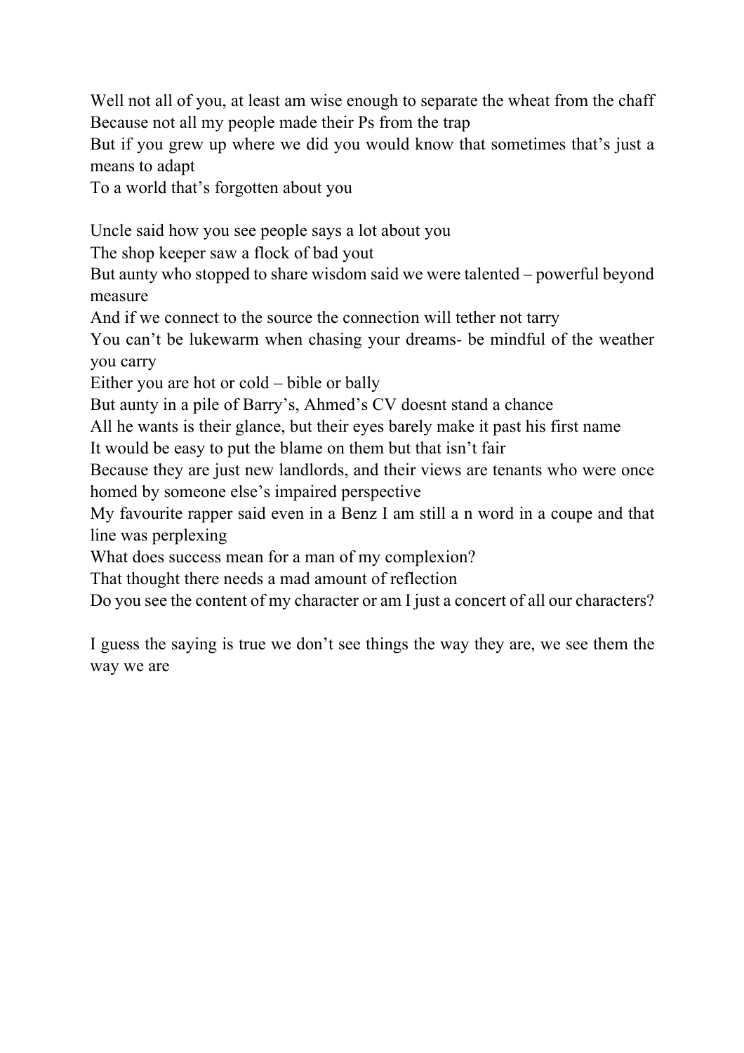Well not all of you, at least am wise enough to separate the wheat from the chaff
Because not all my people made their Ps from the trap
But if you grew up where we did you would know that sometimes that's just a means to adapt
To a world that's forgotten about you

Uncle said how you see people says a lot about you
The shop keeper saw a flock of bad yout
But aunty who stopped to share wisdom said we were talented – powerful beyond measure
And if we connect to the source the connection will tether not tarry
You can't be lukewarm when chasing your dreams- be mindful of the weather you carry
Either you are hot or cold – bible or bally
But aunty in a pile of Barry's, Ahmed's CV doesnt stand a chance
All he wants is their glance, but their eyes barely make it past his first name
It would be easy to put the blame on them but that isn't fair
Because they are just new landlords, and their views are tenants who were once homed by someone else's impaired perspective
My favourite rapper said even in a Benz I am still a n word in a coupe and that line was perplexing
What does success mean for a man of my complexion?
That thought there needs a mad amount of reflection
Do you see the content of my character or am I just a concert of all our characters?

I guess the saying is true we don't see things the way they are, we see them the way we are